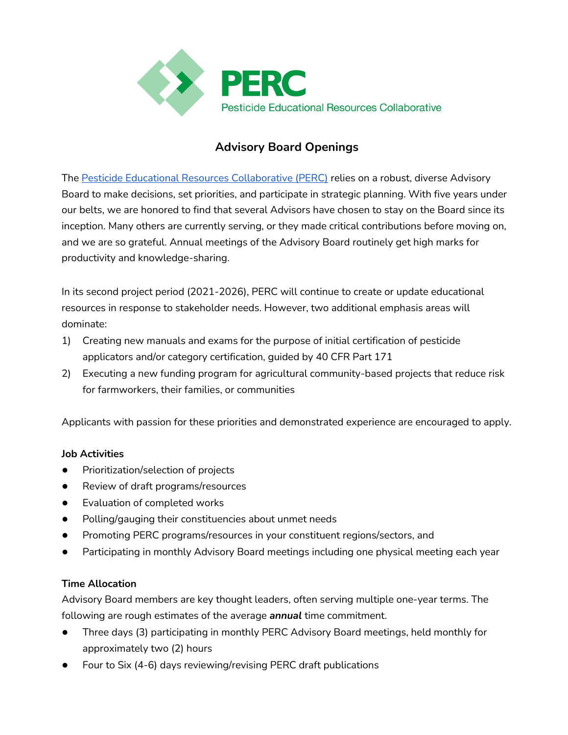# PERC

Pesticide Educational Resources Collaborative

## Advisory Board Openings

The [Pesticide Educational Resources Collaborative (PERC)](#) relies on a robust, diverse Advisory Board to make decisions, set priorities, and participate in strategic planning. With five years under our belts, we are honored to find that several Advisors have chosen to stay on the Board since its inception. Many others are currently serving, or they made critical contributions before moving on, and we are so grateful. Annual meetings of the Advisory Board routinely get high marks for productivity and knowledge-sharing.

In its second project period (2021-2026), PERC will continue to create or update educational resources in response to stakeholder needs. However, two additional emphasis areas will dominate:

1) Creating new manuals and exams for the purpose of initial certification of pesticide applicators and/or category certification, guided by 40 CFR Part 171
2) Executing a new funding program for agricultural community-based projects that reduce risk for farmworkers, their families, or communities

Applicants with passion for these priorities and demonstrated experience are encouraged to apply.

**Job Activities**

- Prioritization/selection of projects
- Review of draft programs/resources
- Evaluation of completed works
- Polling/gauging their constituencies about unmet needs
- Promoting PERC programs/resources in your constituent regions/sectors, and
- Participating in monthly Advisory Board meetings including one physical meeting each year

**Time Allocation**

Advisory Board members are key thought leaders, often serving multiple one-year terms. The following are rough estimates of the average ***annual*** time commitment.

- Three days (3) participating in monthly PERC Advisory Board meetings, held monthly for approximately two (2) hours
- Four to Six (4-6) days reviewing/revising PERC draft publications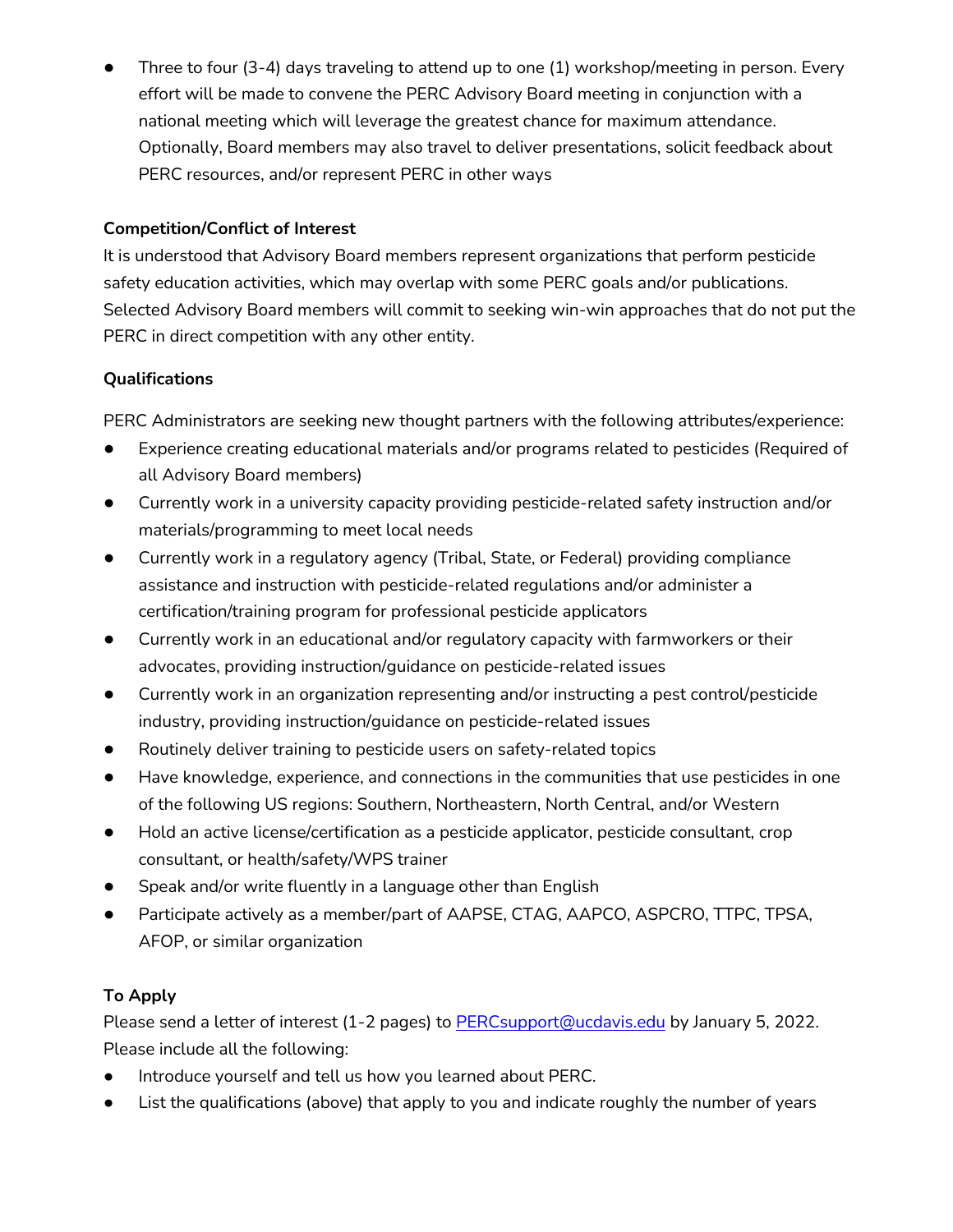- Three to four (3-4) days traveling to attend up to one (1) workshop/meeting in person. Every effort will be made to convene the PERC Advisory Board meeting in conjunction with a national meeting which will leverage the greatest chance for maximum attendance. Optionally, Board members may also travel to deliver presentations, solicit feedback about PERC resources, and/or represent PERC in other ways

**Competition/Conflict of Interest**

It is understood that Advisory Board members represent organizations that perform pesticide safety education activities, which may overlap with some PERC goals and/or publications. Selected Advisory Board members will commit to seeking win-win approaches that do not put the PERC in direct competition with any other entity.

**Qualifications**

PERC Administrators are seeking new thought partners with the following attributes/experience:

- Experience creating educational materials and/or programs related to pesticides (Required of all Advisory Board members)
- Currently work in a university capacity providing pesticide-related safety instruction and/or materials/programming to meet local needs
- Currently work in a regulatory agency (Tribal, State, or Federal) providing compliance assistance and instruction with pesticide-related regulations and/or administer a certification/training program for professional pesticide applicators
- Currently work in an educational and/or regulatory capacity with farmworkers or their advocates, providing instruction/guidance on pesticide-related issues
- Currently work in an organization representing and/or instructing a pest control/pesticide industry, providing instruction/guidance on pesticide-related issues
- Routinely deliver training to pesticide users on safety-related topics
- Have knowledge, experience, and connections in the communities that use pesticides in one of the following US regions: Southern, Northeastern, North Central, and/or Western
- Hold an active license/certification as a pesticide applicator, pesticide consultant, crop consultant, or health/safety/WPS trainer
- Speak and/or write fluently in a language other than English
- Participate actively as a member/part of AAPSE, CTAG, AAPCO, ASPCRO, TTPC, TPSA, AFOP, or similar organization

**To Apply**

Please send a letter of interest (1-2 pages) to PERCsupport@ucdavis.edu by January 5, 2022. Please include all the following:

- Introduce yourself and tell us how you learned about PERC.
- List the qualifications (above) that apply to you and indicate roughly the number of years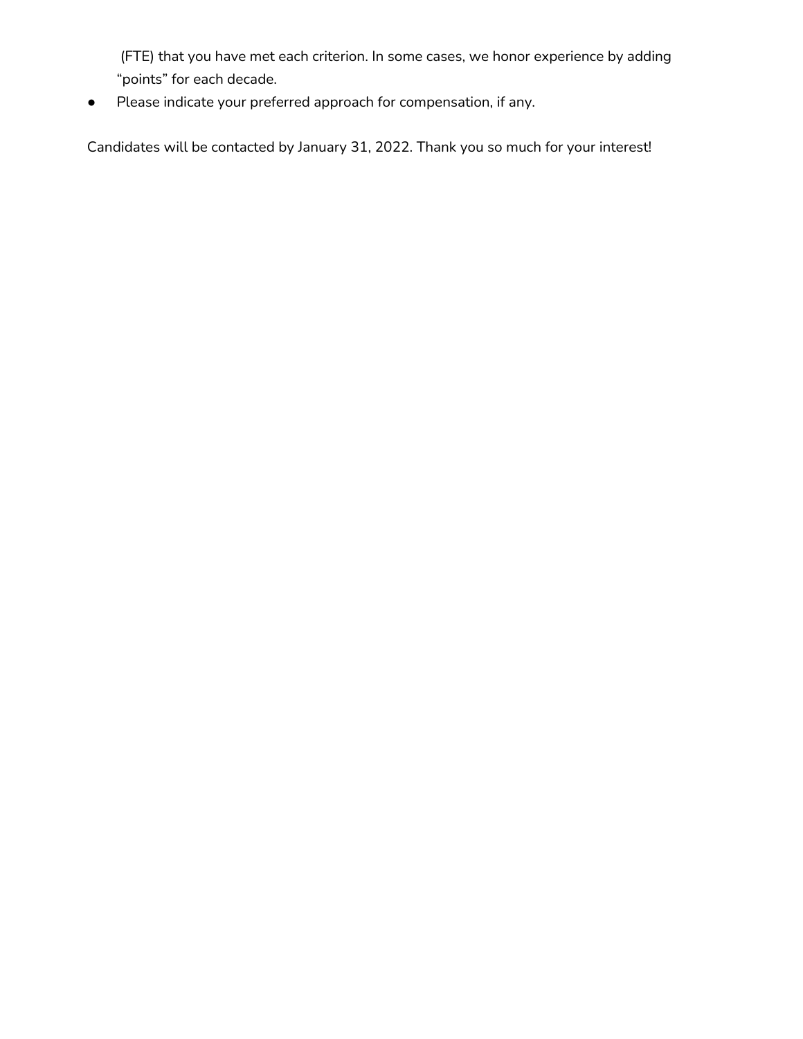(FTE) that you have met each criterion. In some cases, we honor experience by adding "points" for each decade.

- Please indicate your preferred approach for compensation, if any.

Candidates will be contacted by January 31, 2022. Thank you so much for your interest!